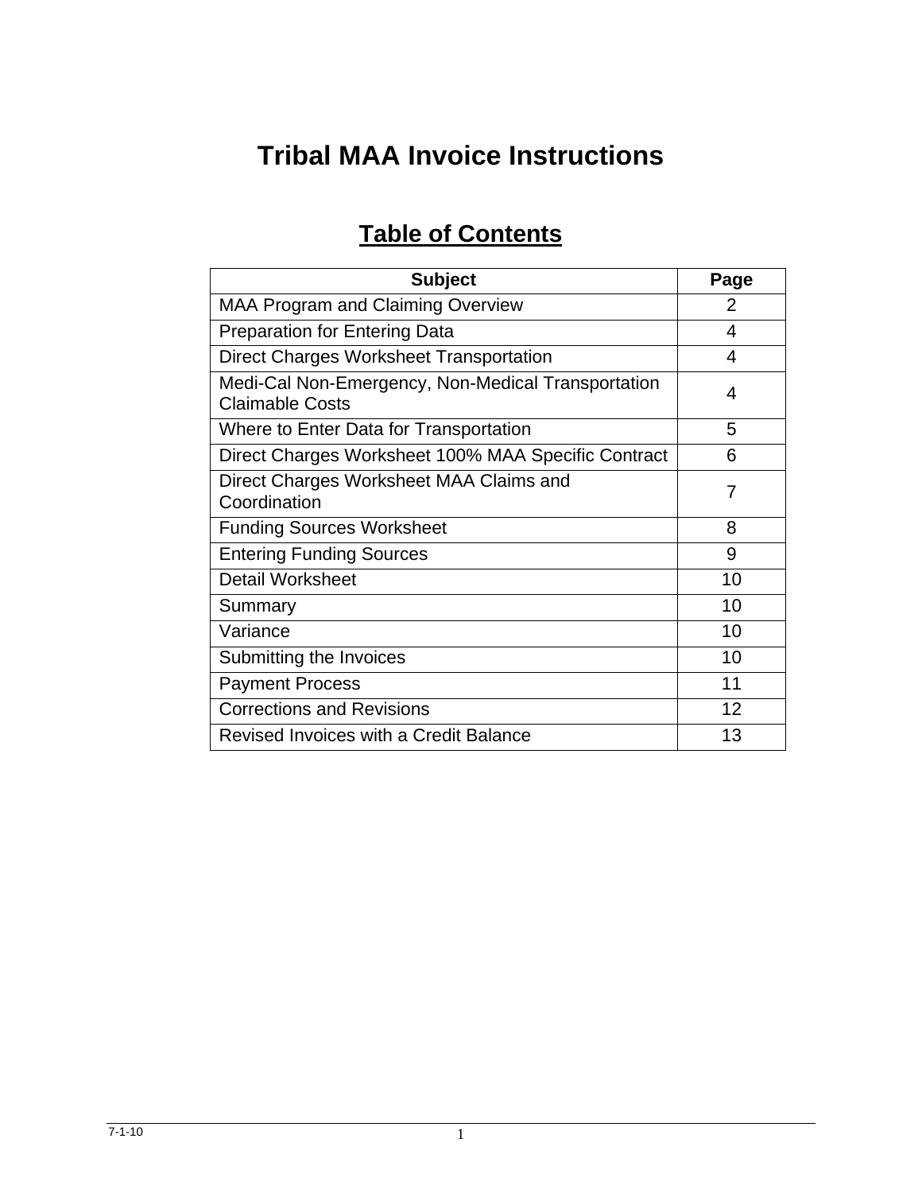# Tribal MAA Invoice Instructions

## Table of Contents

| Subject | Page |
|---|---|
| MAA Program and Claiming Overview | 2 |
| Preparation for Entering Data | 4 |
| Direct Charges Worksheet Transportation | 4 |
| Medi-Cal Non-Emergency, Non-Medical Transportation Claimable Costs | 4 |
| Where to Enter Data for Transportation | 5 |
| Direct Charges Worksheet 100% MAA Specific Contract | 6 |
| Direct Charges Worksheet MAA Claims and Coordination | 7 |
| Funding Sources Worksheet | 8 |
| Entering Funding Sources | 9 |
| Detail Worksheet | 10 |
| Summary | 10 |
| Variance | 10 |
| Submitting the Invoices | 10 |
| Payment Process | 11 |
| Corrections and Revisions | 12 |
| Revised Invoices with a Credit Balance | 13 |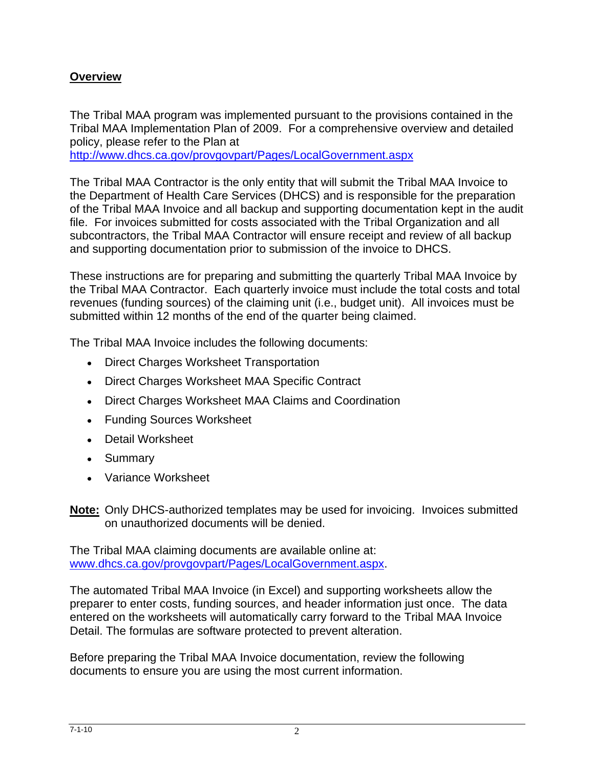## **Overview**

The Tribal MAA program was implemented pursuant to the provisions contained in the Tribal MAA Implementation Plan of 2009. For a comprehensive overview and detailed policy, please refer to the Plan at
http://www.dhcs.ca.gov/provgovpart/Pages/LocalGovernment.aspx

The Tribal MAA Contractor is the only entity that will submit the Tribal MAA Invoice to the Department of Health Care Services (DHCS) and is responsible for the preparation of the Tribal MAA Invoice and all backup and supporting documentation kept in the audit file. For invoices submitted for costs associated with the Tribal Organization and all subcontractors, the Tribal MAA Contractor will ensure receipt and review of all backup and supporting documentation prior to submission of the invoice to DHCS.

These instructions are for preparing and submitting the quarterly Tribal MAA Invoice by the Tribal MAA Contractor. Each quarterly invoice must include the total costs and total revenues (funding sources) of the claiming unit (i.e., budget unit). All invoices must be submitted within 12 months of the end of the quarter being claimed.

The Tribal MAA Invoice includes the following documents:

- Direct Charges Worksheet Transportation
- Direct Charges Worksheet MAA Specific Contract
- Direct Charges Worksheet MAA Claims and Coordination
- Funding Sources Worksheet
- Detail Worksheet
- Summary
- Variance Worksheet

**Note:** Only DHCS-authorized templates may be used for invoicing. Invoices submitted on unauthorized documents will be denied.

The Tribal MAA claiming documents are available online at:
www.dhcs.ca.gov/provgovpart/Pages/LocalGovernment.aspx.

The automated Tribal MAA Invoice (in Excel) and supporting worksheets allow the preparer to enter costs, funding sources, and header information just once. The data entered on the worksheets will automatically carry forward to the Tribal MAA Invoice Detail. The formulas are software protected to prevent alteration.

Before preparing the Tribal MAA Invoice documentation, review the following documents to ensure you are using the most current information.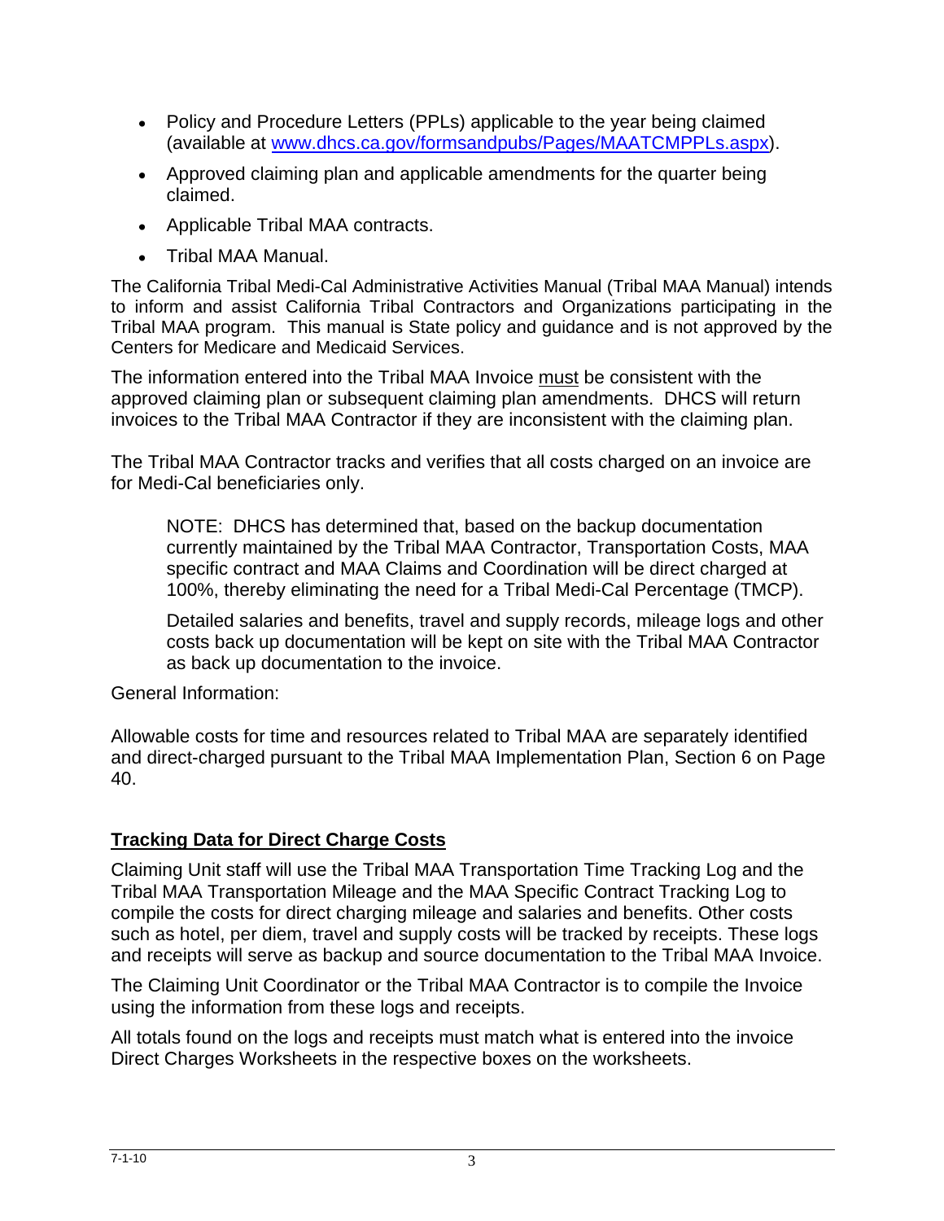- Policy and Procedure Letters (PPLs) applicable to the year being claimed (available at www.dhcs.ca.gov/formsandpubs/Pages/MAATCMPPLs.aspx).
- Approved claiming plan and applicable amendments for the quarter being claimed.
- Applicable Tribal MAA contracts.
- Tribal MAA Manual.

The California Tribal Medi-Cal Administrative Activities Manual (Tribal MAA Manual) intends to inform and assist California Tribal Contractors and Organizations participating in the Tribal MAA program. This manual is State policy and guidance and is not approved by the Centers for Medicare and Medicaid Services.

The information entered into the Tribal MAA Invoice must be consistent with the approved claiming plan or subsequent claiming plan amendments. DHCS will return invoices to the Tribal MAA Contractor if they are inconsistent with the claiming plan.

The Tribal MAA Contractor tracks and verifies that all costs charged on an invoice are for Medi-Cal beneficiaries only.

> NOTE: DHCS has determined that, based on the backup documentation currently maintained by the Tribal MAA Contractor, Transportation Costs, MAA specific contract and MAA Claims and Coordination will be direct charged at 100%, thereby eliminating the need for a Tribal Medi-Cal Percentage (TMCP).
>
> Detailed salaries and benefits, travel and supply records, mileage logs and other costs back up documentation will be kept on site with the Tribal MAA Contractor as back up documentation to the invoice.

General Information:

Allowable costs for time and resources related to Tribal MAA are separately identified and direct-charged pursuant to the Tribal MAA Implementation Plan, Section 6 on Page 40.

## Tracking Data for Direct Charge Costs

Claiming Unit staff will use the Tribal MAA Transportation Time Tracking Log and the Tribal MAA Transportation Mileage and the MAA Specific Contract Tracking Log to compile the costs for direct charging mileage and salaries and benefits. Other costs such as hotel, per diem, travel and supply costs will be tracked by receipts. These logs and receipts will serve as backup and source documentation to the Tribal MAA Invoice.

The Claiming Unit Coordinator or the Tribal MAA Contractor is to compile the Invoice using the information from these logs and receipts.

All totals found on the logs and receipts must match what is entered into the invoice Direct Charges Worksheets in the respective boxes on the worksheets.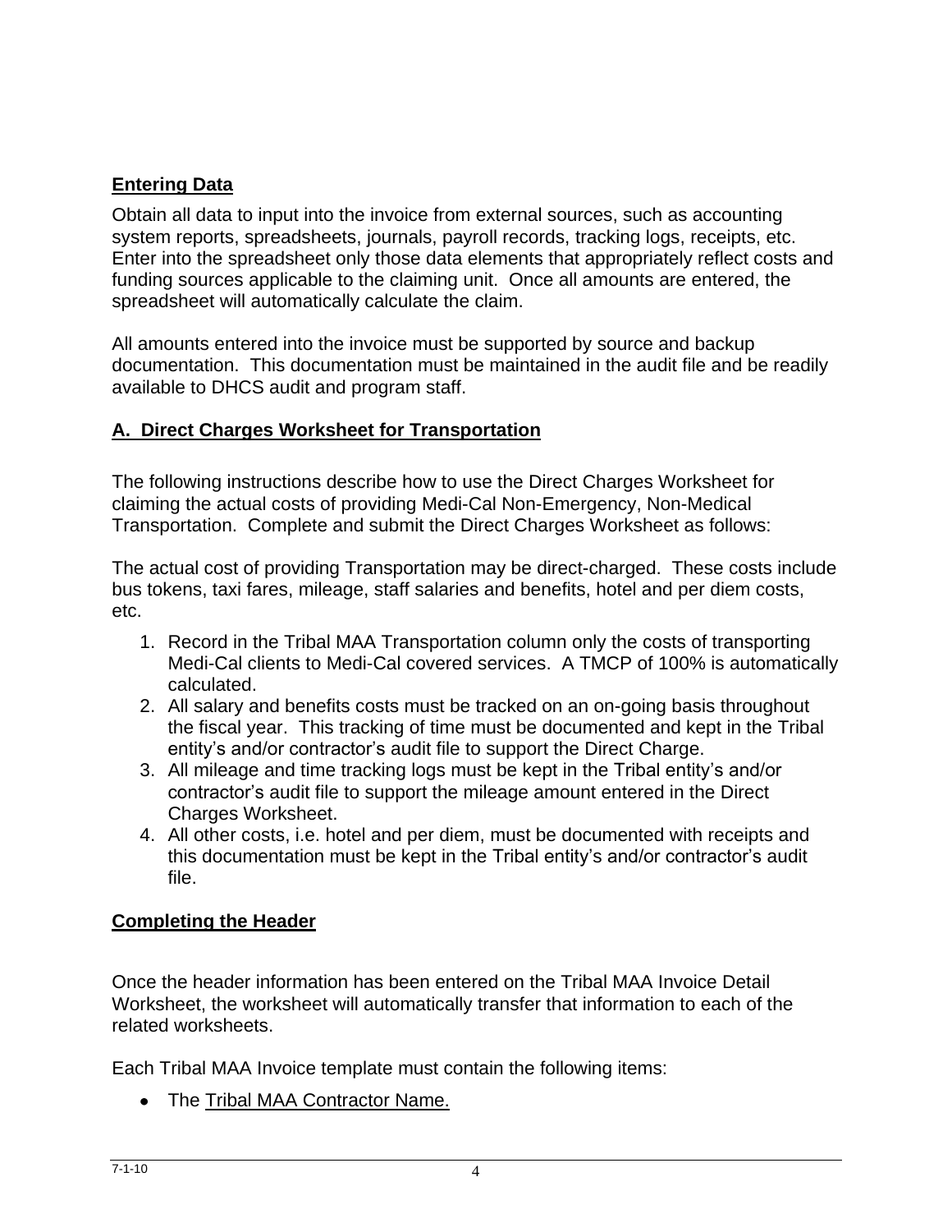## Entering Data

Obtain all data to input into the invoice from external sources, such as accounting system reports, spreadsheets, journals, payroll records, tracking logs, receipts, etc. Enter into the spreadsheet only those data elements that appropriately reflect costs and funding sources applicable to the claiming unit. Once all amounts are entered, the spreadsheet will automatically calculate the claim.

All amounts entered into the invoice must be supported by source and backup documentation. This documentation must be maintained in the audit file and be readily available to DHCS audit and program staff.

## A. Direct Charges Worksheet for Transportation

The following instructions describe how to use the Direct Charges Worksheet for claiming the actual costs of providing Medi-Cal Non-Emergency, Non-Medical Transportation. Complete and submit the Direct Charges Worksheet as follows:

The actual cost of providing Transportation may be direct-charged. These costs include bus tokens, taxi fares, mileage, staff salaries and benefits, hotel and per diem costs, etc.

1. Record in the Tribal MAA Transportation column only the costs of transporting Medi-Cal clients to Medi-Cal covered services. A TMCP of 100% is automatically calculated.
2. All salary and benefits costs must be tracked on an on-going basis throughout the fiscal year. This tracking of time must be documented and kept in the Tribal entity's and/or contractor's audit file to support the Direct Charge.
3. All mileage and time tracking logs must be kept in the Tribal entity's and/or contractor's audit file to support the mileage amount entered in the Direct Charges Worksheet.
4. All other costs, i.e. hotel and per diem, must be documented with receipts and this documentation must be kept in the Tribal entity's and/or contractor's audit file.

## Completing the Header

Once the header information has been entered on the Tribal MAA Invoice Detail Worksheet, the worksheet will automatically transfer that information to each of the related worksheets.

Each Tribal MAA Invoice template must contain the following items:

- The Tribal MAA Contractor Name.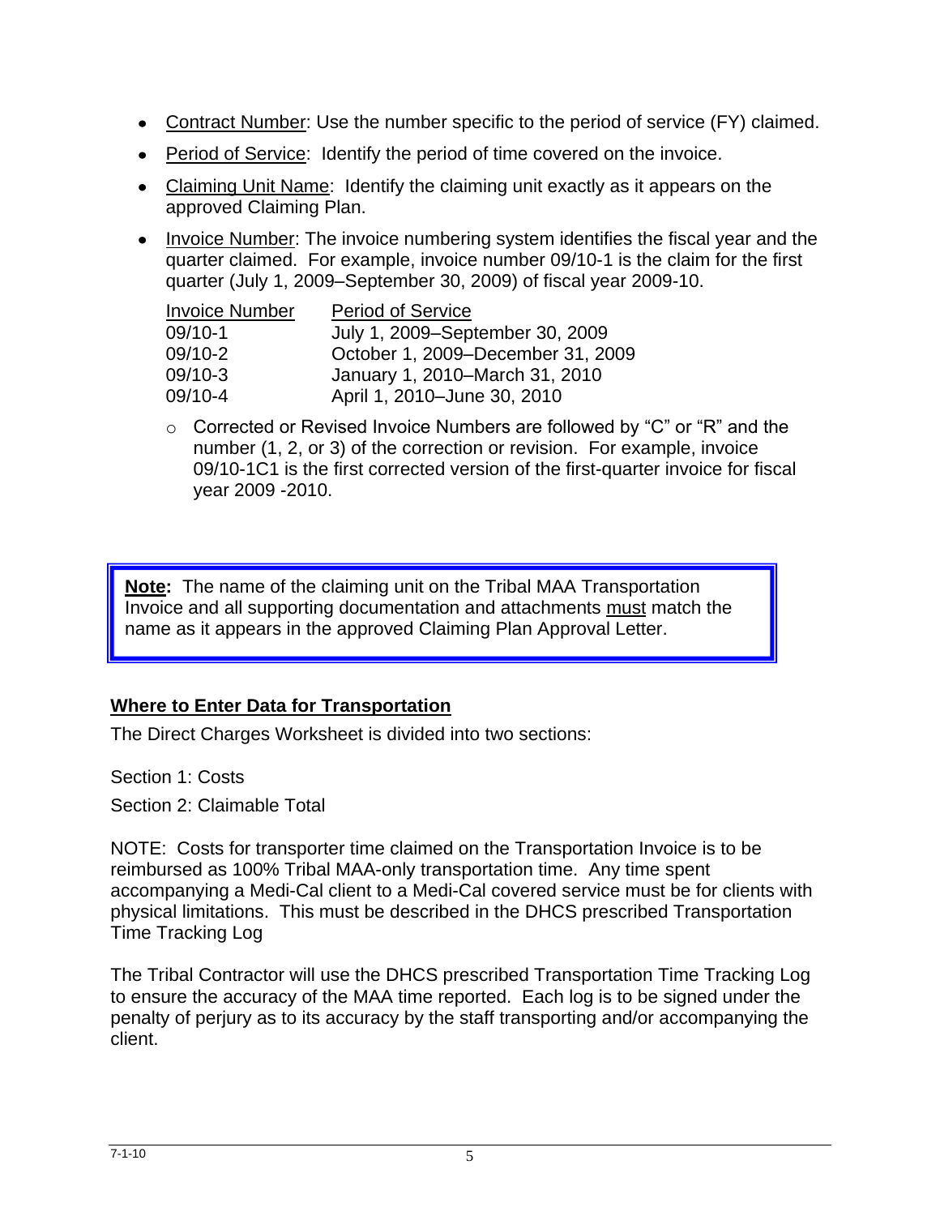- Contract Number: Use the number specific to the period of service (FY) claimed.
- Period of Service: Identify the period of time covered on the invoice.
- Claiming Unit Name: Identify the claiming unit exactly as it appears on the approved Claiming Plan.
- Invoice Number: The invoice numbering system identifies the fiscal year and the quarter claimed. For example, invoice number 09/10-1 is the claim for the first quarter (July 1, 2009–September 30, 2009) of fiscal year 2009-10.

| Invoice Number | Period of Service |
|---|---|
| 09/10-1 | July 1, 2009–September 30, 2009 |
| 09/10-2 | October 1, 2009–December 31, 2009 |
| 09/10-3 | January 1, 2010–March 31, 2010 |
| 09/10-4 | April 1, 2010–June 30, 2010 |

  - Corrected or Revised Invoice Numbers are followed by "C" or "R" and the number (1, 2, or 3) of the correction or revision. For example, invoice 09/10-1C1 is the first corrected version of the first-quarter invoice for fiscal year 2009 -2010.

> **Note:** The name of the claiming unit on the Tribal MAA Transportation Invoice and all supporting documentation and attachments must match the name as it appears in the approved Claiming Plan Approval Letter.

## Where to Enter Data for Transportation

The Direct Charges Worksheet is divided into two sections:

Section 1: Costs

Section 2: Claimable Total

NOTE: Costs for transporter time claimed on the Transportation Invoice is to be reimbursed as 100% Tribal MAA-only transportation time. Any time spent accompanying a Medi-Cal client to a Medi-Cal covered service must be for clients with physical limitations. This must be described in the DHCS prescribed Transportation Time Tracking Log

The Tribal Contractor will use the DHCS prescribed Transportation Time Tracking Log to ensure the accuracy of the MAA time reported. Each log is to be signed under the penalty of perjury as to its accuracy by the staff transporting and/or accompanying the client.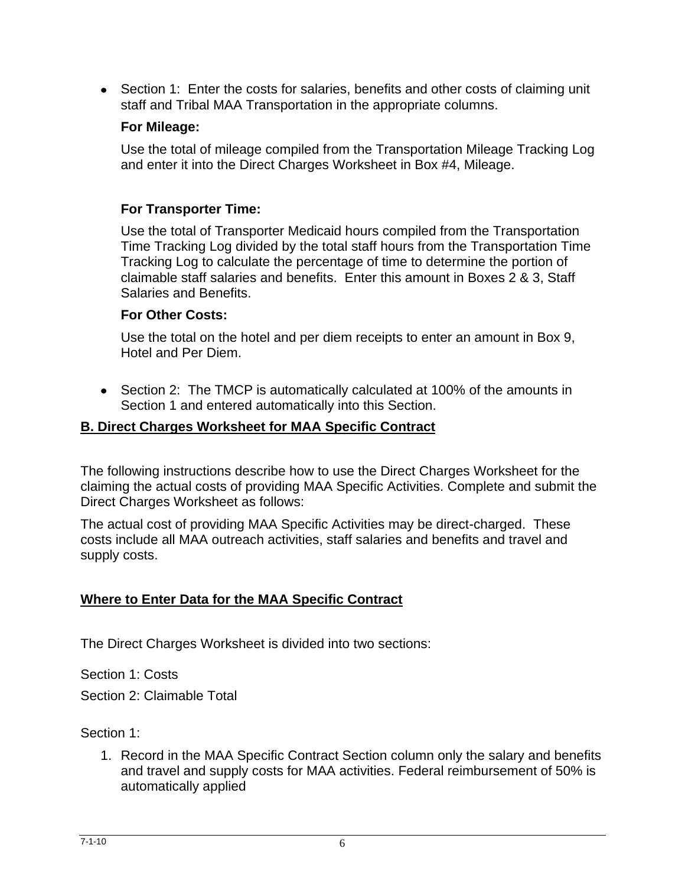- Section 1: Enter the costs for salaries, benefits and other costs of claiming unit staff and Tribal MAA Transportation in the appropriate columns.

  **For Mileage:**

  Use the total of mileage compiled from the Transportation Mileage Tracking Log and enter it into the Direct Charges Worksheet in Box #4, Mileage.

  **For Transporter Time:**

  Use the total of Transporter Medicaid hours compiled from the Transportation Time Tracking Log divided by the total staff hours from the Transportation Time Tracking Log to calculate the percentage of time to determine the portion of claimable staff salaries and benefits. Enter this amount in Boxes 2 & 3, Staff Salaries and Benefits.

  **For Other Costs:**

  Use the total on the hotel and per diem receipts to enter an amount in Box 9, Hotel and Per Diem.

- Section 2: The TMCP is automatically calculated at 100% of the amounts in Section 1 and entered automatically into this Section.

## B. Direct Charges Worksheet for MAA Specific Contract

The following instructions describe how to use the Direct Charges Worksheet for the claiming the actual costs of providing MAA Specific Activities. Complete and submit the Direct Charges Worksheet as follows:

The actual cost of providing MAA Specific Activities may be direct-charged. These costs include all MAA outreach activities, staff salaries and benefits and travel and supply costs.

## Where to Enter Data for the MAA Specific Contract

The Direct Charges Worksheet is divided into two sections:

Section 1: Costs

Section 2: Claimable Total

Section 1:

1. Record in the MAA Specific Contract Section column only the salary and benefits and travel and supply costs for MAA activities. Federal reimbursement of 50% is automatically applied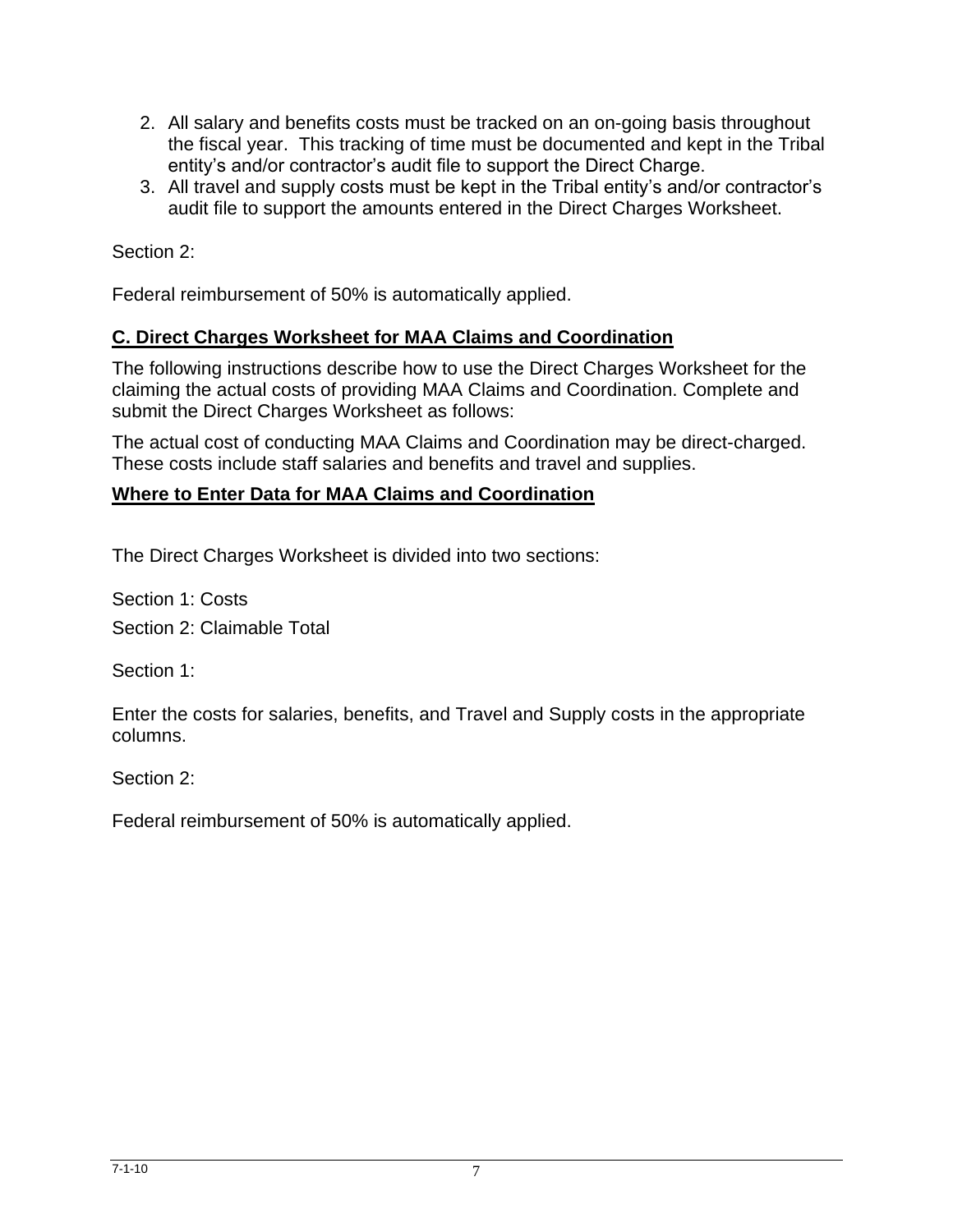2. All salary and benefits costs must be tracked on an on-going basis throughout the fiscal year. This tracking of time must be documented and kept in the Tribal entity's and/or contractor's audit file to support the Direct Charge.
3. All travel and supply costs must be kept in the Tribal entity's and/or contractor's audit file to support the amounts entered in the Direct Charges Worksheet.

Section 2:

Federal reimbursement of 50% is automatically applied.

## **C. Direct Charges Worksheet for MAA Claims and Coordination**

The following instructions describe how to use the Direct Charges Worksheet for the claiming the actual costs of providing MAA Claims and Coordination. Complete and submit the Direct Charges Worksheet as follows:

The actual cost of conducting MAA Claims and Coordination may be direct-charged. These costs include staff salaries and benefits and travel and supplies.

### **Where to Enter Data for MAA Claims and Coordination**

The Direct Charges Worksheet is divided into two sections:

Section 1: Costs

Section 2: Claimable Total

Section 1:

Enter the costs for salaries, benefits, and Travel and Supply costs in the appropriate columns.

Section 2:

Federal reimbursement of 50% is automatically applied.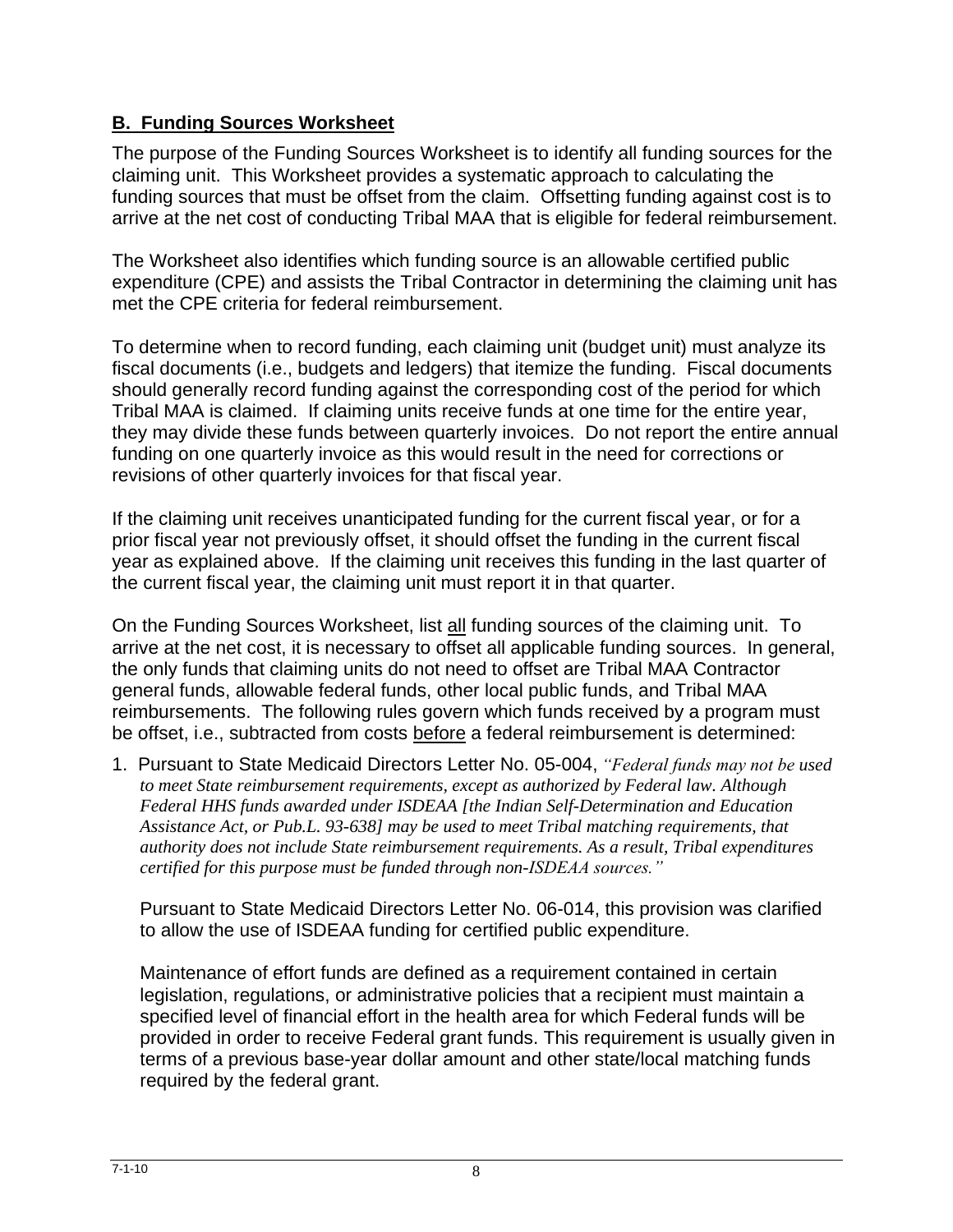## **B. Funding Sources Worksheet**

The purpose of the Funding Sources Worksheet is to identify all funding sources for the claiming unit. This Worksheet provides a systematic approach to calculating the funding sources that must be offset from the claim. Offsetting funding against cost is to arrive at the net cost of conducting Tribal MAA that is eligible for federal reimbursement.

The Worksheet also identifies which funding source is an allowable certified public expenditure (CPE) and assists the Tribal Contractor in determining the claiming unit has met the CPE criteria for federal reimbursement.

To determine when to record funding, each claiming unit (budget unit) must analyze its fiscal documents (i.e., budgets and ledgers) that itemize the funding. Fiscal documents should generally record funding against the corresponding cost of the period for which Tribal MAA is claimed. If claiming units receive funds at one time for the entire year, they may divide these funds between quarterly invoices. Do not report the entire annual funding on one quarterly invoice as this would result in the need for corrections or revisions of other quarterly invoices for that fiscal year.

If the claiming unit receives unanticipated funding for the current fiscal year, or for a prior fiscal year not previously offset, it should offset the funding in the current fiscal year as explained above. If the claiming unit receives this funding in the last quarter of the current fiscal year, the claiming unit must report it in that quarter.

On the Funding Sources Worksheet, list <u>all</u> funding sources of the claiming unit. To arrive at the net cost, it is necessary to offset all applicable funding sources. In general, the only funds that claiming units do not need to offset are Tribal MAA Contractor general funds, allowable federal funds, other local public funds, and Tribal MAA reimbursements. The following rules govern which funds received by a program must be offset, i.e., subtracted from costs <u>before</u> a federal reimbursement is determined:

1. Pursuant to State Medicaid Directors Letter No. 05-004, *"Federal funds may not be used to meet State reimbursement requirements, except as authorized by Federal law. Although Federal HHS funds awarded under ISDEAA [the Indian Self-Determination and Education Assistance Act, or Pub.L. 93-638] may be used to meet Tribal matching requirements, that authority does not include State reimbursement requirements. As a result, Tribal expenditures certified for this purpose must be funded through non-ISDEAA sources."*

   Pursuant to State Medicaid Directors Letter No. 06-014, this provision was clarified to allow the use of ISDEAA funding for certified public expenditure.

   Maintenance of effort funds are defined as a requirement contained in certain legislation, regulations, or administrative policies that a recipient must maintain a specified level of financial effort in the health area for which Federal funds will be provided in order to receive Federal grant funds. This requirement is usually given in terms of a previous base-year dollar amount and other state/local matching funds required by the federal grant.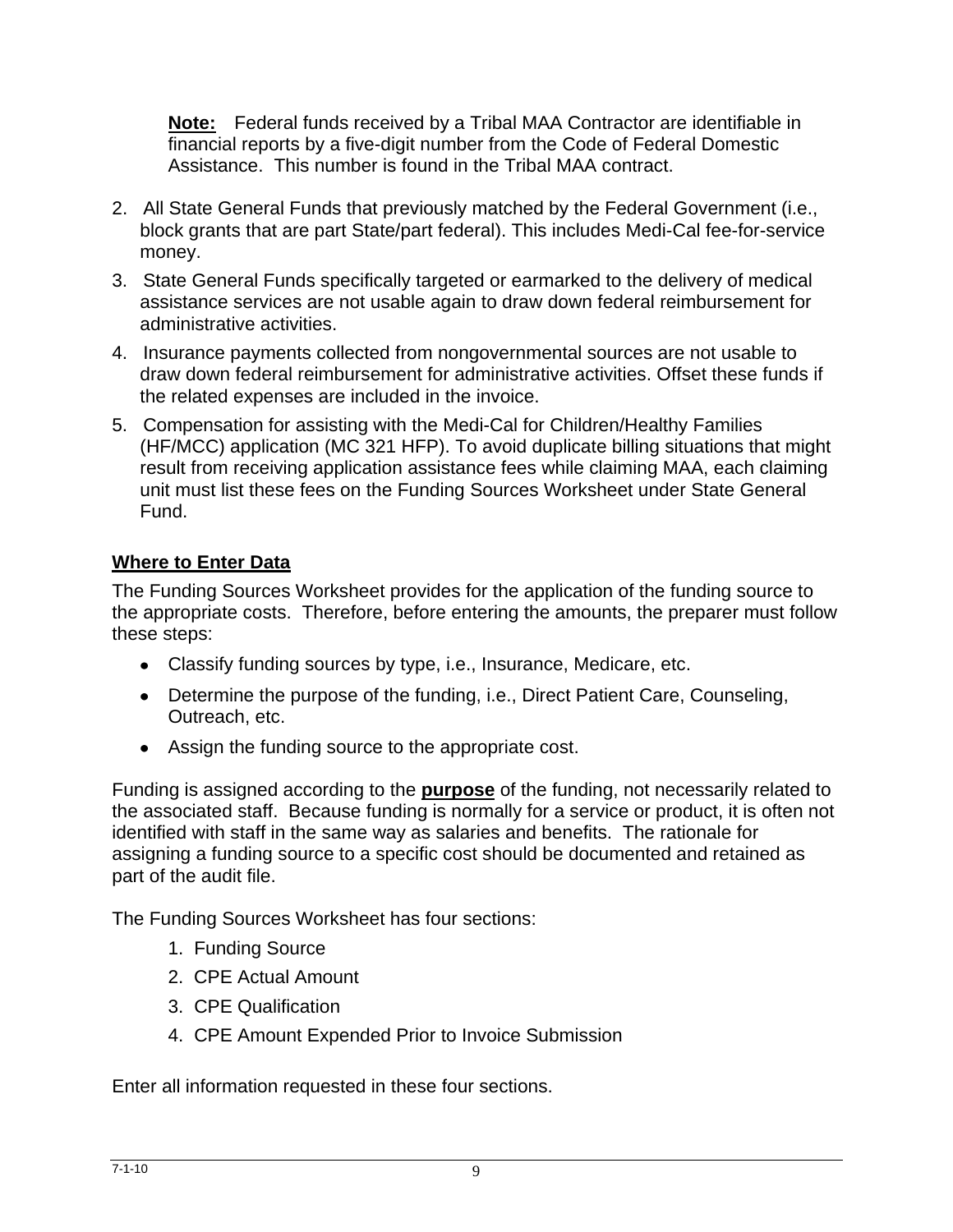**Note:** Federal funds received by a Tribal MAA Contractor are identifiable in financial reports by a five-digit number from the Code of Federal Domestic Assistance. This number is found in the Tribal MAA contract.

2. All State General Funds that previously matched by the Federal Government (i.e., block grants that are part State/part federal). This includes Medi-Cal fee-for-service money.
3. State General Funds specifically targeted or earmarked to the delivery of medical assistance services are not usable again to draw down federal reimbursement for administrative activities.
4. Insurance payments collected from nongovernmental sources are not usable to draw down federal reimbursement for administrative activities. Offset these funds if the related expenses are included in the invoice.
5. Compensation for assisting with the Medi-Cal for Children/Healthy Families (HF/MCC) application (MC 321 HFP). To avoid duplicate billing situations that might result from receiving application assistance fees while claiming MAA, each claiming unit must list these fees on the Funding Sources Worksheet under State General Fund.

**Where to Enter Data**

The Funding Sources Worksheet provides for the application of the funding source to the appropriate costs. Therefore, before entering the amounts, the preparer must follow these steps:

- Classify funding sources by type, i.e., Insurance, Medicare, etc.
- Determine the purpose of the funding, i.e., Direct Patient Care, Counseling, Outreach, etc.
- Assign the funding source to the appropriate cost.

Funding is assigned according to the **purpose** of the funding, not necessarily related to the associated staff. Because funding is normally for a service or product, it is often not identified with staff in the same way as salaries and benefits. The rationale for assigning a funding source to a specific cost should be documented and retained as part of the audit file.

The Funding Sources Worksheet has four sections:

1. Funding Source
2. CPE Actual Amount
3. CPE Qualification
4. CPE Amount Expended Prior to Invoice Submission

Enter all information requested in these four sections.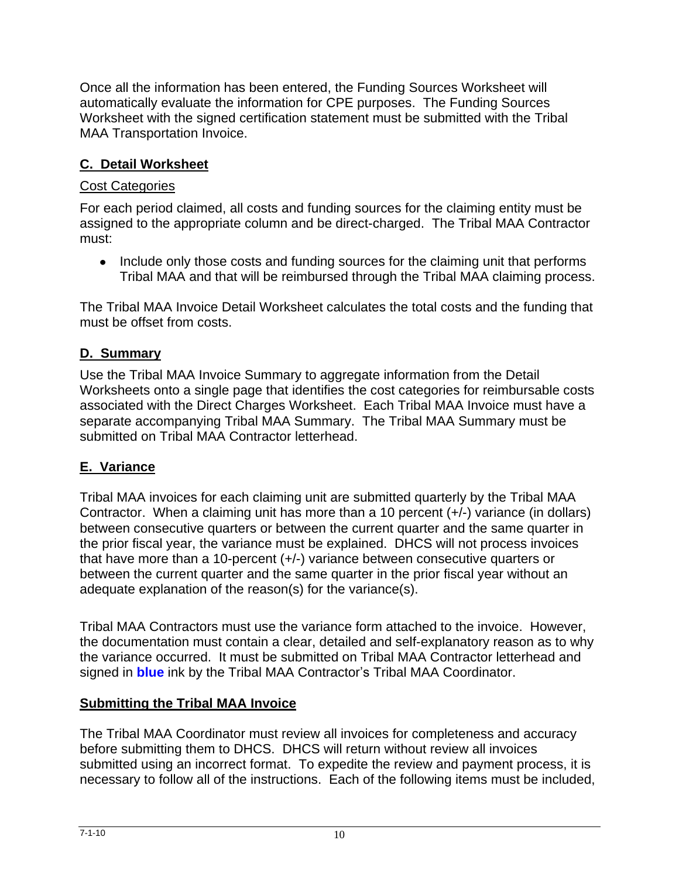Once all the information has been entered, the Funding Sources Worksheet will automatically evaluate the information for CPE purposes. The Funding Sources Worksheet with the signed certification statement must be submitted with the Tribal MAA Transportation Invoice.

## C. Detail Worksheet

Cost Categories

For each period claimed, all costs and funding sources for the claiming entity must be assigned to the appropriate column and be direct-charged. The Tribal MAA Contractor must:

- Include only those costs and funding sources for the claiming unit that performs Tribal MAA and that will be reimbursed through the Tribal MAA claiming process.

The Tribal MAA Invoice Detail Worksheet calculates the total costs and the funding that must be offset from costs.

## D. Summary

Use the Tribal MAA Invoice Summary to aggregate information from the Detail Worksheets onto a single page that identifies the cost categories for reimbursable costs associated with the Direct Charges Worksheet. Each Tribal MAA Invoice must have a separate accompanying Tribal MAA Summary. The Tribal MAA Summary must be submitted on Tribal MAA Contractor letterhead.

## E. Variance

Tribal MAA invoices for each claiming unit are submitted quarterly by the Tribal MAA Contractor. When a claiming unit has more than a 10 percent (+/-) variance (in dollars) between consecutive quarters or between the current quarter and the same quarter in the prior fiscal year, the variance must be explained. DHCS will not process invoices that have more than a 10-percent (+/-) variance between consecutive quarters or between the current quarter and the same quarter in the prior fiscal year without an adequate explanation of the reason(s) for the variance(s).

Tribal MAA Contractors must use the variance form attached to the invoice. However, the documentation must contain a clear, detailed and self-explanatory reason as to why the variance occurred. It must be submitted on Tribal MAA Contractor letterhead and signed in **blue** ink by the Tribal MAA Contractor's Tribal MAA Coordinator.

## Submitting the Tribal MAA Invoice

The Tribal MAA Coordinator must review all invoices for completeness and accuracy before submitting them to DHCS. DHCS will return without review all invoices submitted using an incorrect format. To expedite the review and payment process, it is necessary to follow all of the instructions. Each of the following items must be included,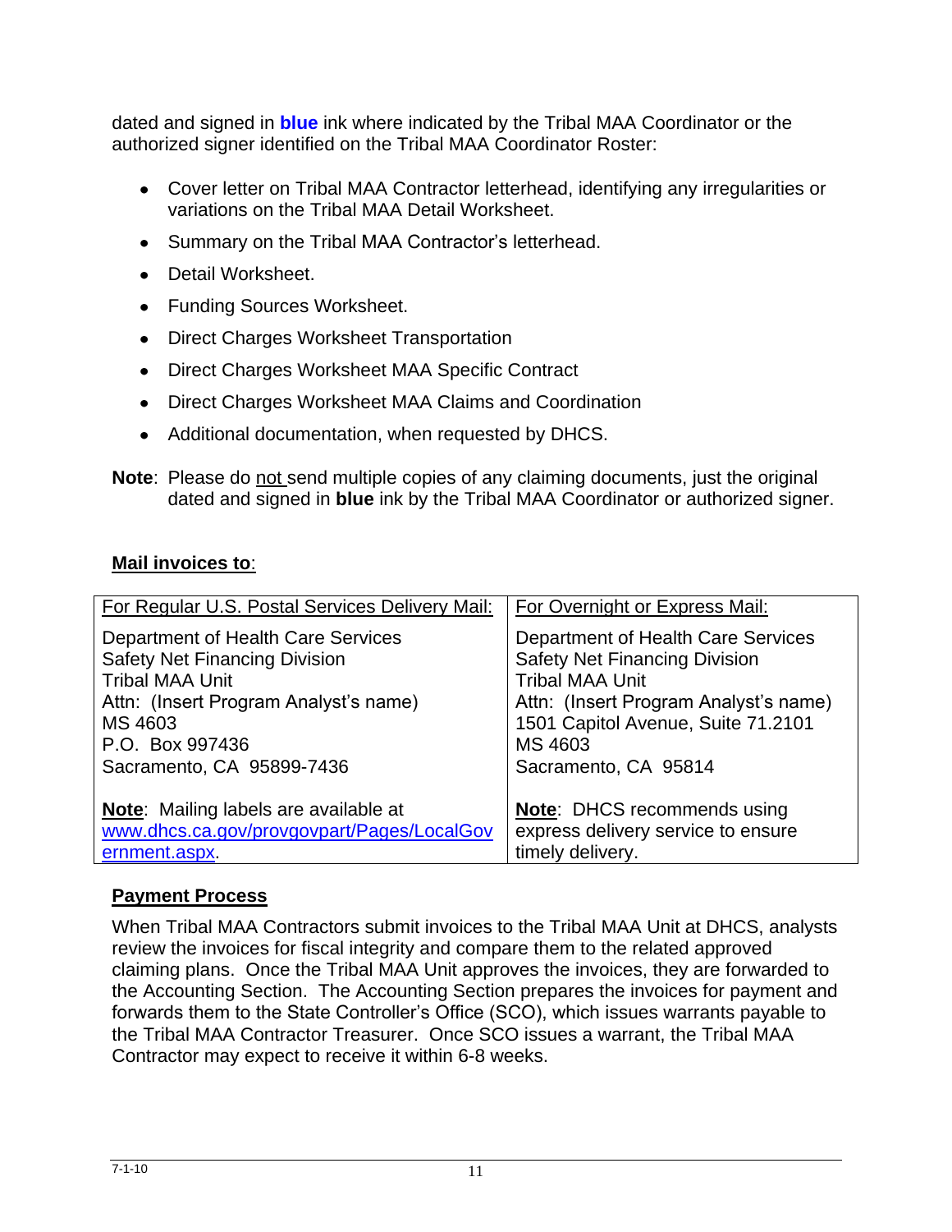dated and signed in **blue** ink where indicated by the Tribal MAA Coordinator or the authorized signer identified on the Tribal MAA Coordinator Roster:

- Cover letter on Tribal MAA Contractor letterhead, identifying any irregularities or variations on the Tribal MAA Detail Worksheet.
- Summary on the Tribal MAA Contractor's letterhead.
- Detail Worksheet.
- Funding Sources Worksheet.
- Direct Charges Worksheet Transportation
- Direct Charges Worksheet MAA Specific Contract
- Direct Charges Worksheet MAA Claims and Coordination
- Additional documentation, when requested by DHCS.

**Note**: Please do not send multiple copies of any claiming documents, just the original dated and signed in **blue** ink by the Tribal MAA Coordinator or authorized signer.

**Mail invoices to**:

| For Regular U.S. Postal Services Delivery Mail: | For Overnight or Express Mail: |
|---|---|
| Department of Health Care Services<br>Safety Net Financing Division<br>Tribal MAA Unit<br>Attn: (Insert Program Analyst's name)<br>MS 4603<br>P.O. Box 997436<br>Sacramento, CA 95899-7436<br><br>**Note**: Mailing labels are available at www.dhcs.ca.gov/provgovpart/Pages/LocalGovernment.aspx. | Department of Health Care Services<br>Safety Net Financing Division<br>Tribal MAA Unit<br>Attn: (Insert Program Analyst's name)<br>1501 Capitol Avenue, Suite 71.2101<br>MS 4603<br>Sacramento, CA 95814<br><br>**Note**: DHCS recommends using express delivery service to ensure timely delivery. |

## Payment Process

When Tribal MAA Contractors submit invoices to the Tribal MAA Unit at DHCS, analysts review the invoices for fiscal integrity and compare them to the related approved claiming plans. Once the Tribal MAA Unit approves the invoices, they are forwarded to the Accounting Section. The Accounting Section prepares the invoices for payment and forwards them to the State Controller's Office (SCO), which issues warrants payable to the Tribal MAA Contractor Treasurer. Once SCO issues a warrant, the Tribal MAA Contractor may expect to receive it within 6-8 weeks.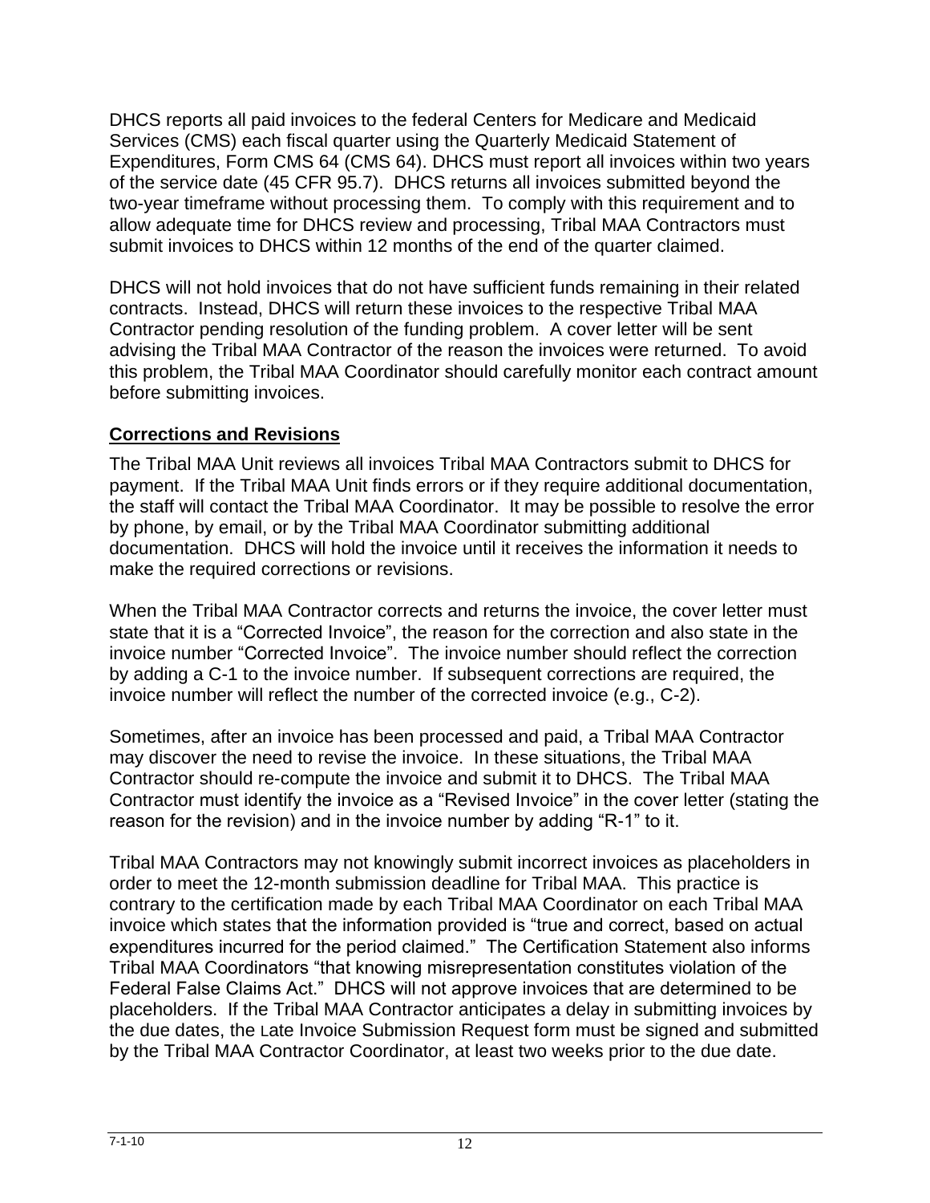DHCS reports all paid invoices to the federal Centers for Medicare and Medicaid Services (CMS) each fiscal quarter using the Quarterly Medicaid Statement of Expenditures, Form CMS 64 (CMS 64). DHCS must report all invoices within two years of the service date (45 CFR 95.7). DHCS returns all invoices submitted beyond the two-year timeframe without processing them. To comply with this requirement and to allow adequate time for DHCS review and processing, Tribal MAA Contractors must submit invoices to DHCS within 12 months of the end of the quarter claimed.

DHCS will not hold invoices that do not have sufficient funds remaining in their related contracts. Instead, DHCS will return these invoices to the respective Tribal MAA Contractor pending resolution of the funding problem. A cover letter will be sent advising the Tribal MAA Contractor of the reason the invoices were returned. To avoid this problem, the Tribal MAA Coordinator should carefully monitor each contract amount before submitting invoices.

## Corrections and Revisions

The Tribal MAA Unit reviews all invoices Tribal MAA Contractors submit to DHCS for payment. If the Tribal MAA Unit finds errors or if they require additional documentation, the staff will contact the Tribal MAA Coordinator. It may be possible to resolve the error by phone, by email, or by the Tribal MAA Coordinator submitting additional documentation. DHCS will hold the invoice until it receives the information it needs to make the required corrections or revisions.

When the Tribal MAA Contractor corrects and returns the invoice, the cover letter must state that it is a "Corrected Invoice", the reason for the correction and also state in the invoice number "Corrected Invoice". The invoice number should reflect the correction by adding a C-1 to the invoice number. If subsequent corrections are required, the invoice number will reflect the number of the corrected invoice (e.g., C-2).

Sometimes, after an invoice has been processed and paid, a Tribal MAA Contractor may discover the need to revise the invoice. In these situations, the Tribal MAA Contractor should re-compute the invoice and submit it to DHCS. The Tribal MAA Contractor must identify the invoice as a "Revised Invoice" in the cover letter (stating the reason for the revision) and in the invoice number by adding "R-1" to it.

Tribal MAA Contractors may not knowingly submit incorrect invoices as placeholders in order to meet the 12-month submission deadline for Tribal MAA. This practice is contrary to the certification made by each Tribal MAA Coordinator on each Tribal MAA invoice which states that the information provided is "true and correct, based on actual expenditures incurred for the period claimed." The Certification Statement also informs Tribal MAA Coordinators "that knowing misrepresentation constitutes violation of the Federal False Claims Act." DHCS will not approve invoices that are determined to be placeholders. If the Tribal MAA Contractor anticipates a delay in submitting invoices by the due dates, the Late Invoice Submission Request form must be signed and submitted by the Tribal MAA Contractor Coordinator, at least two weeks prior to the due date.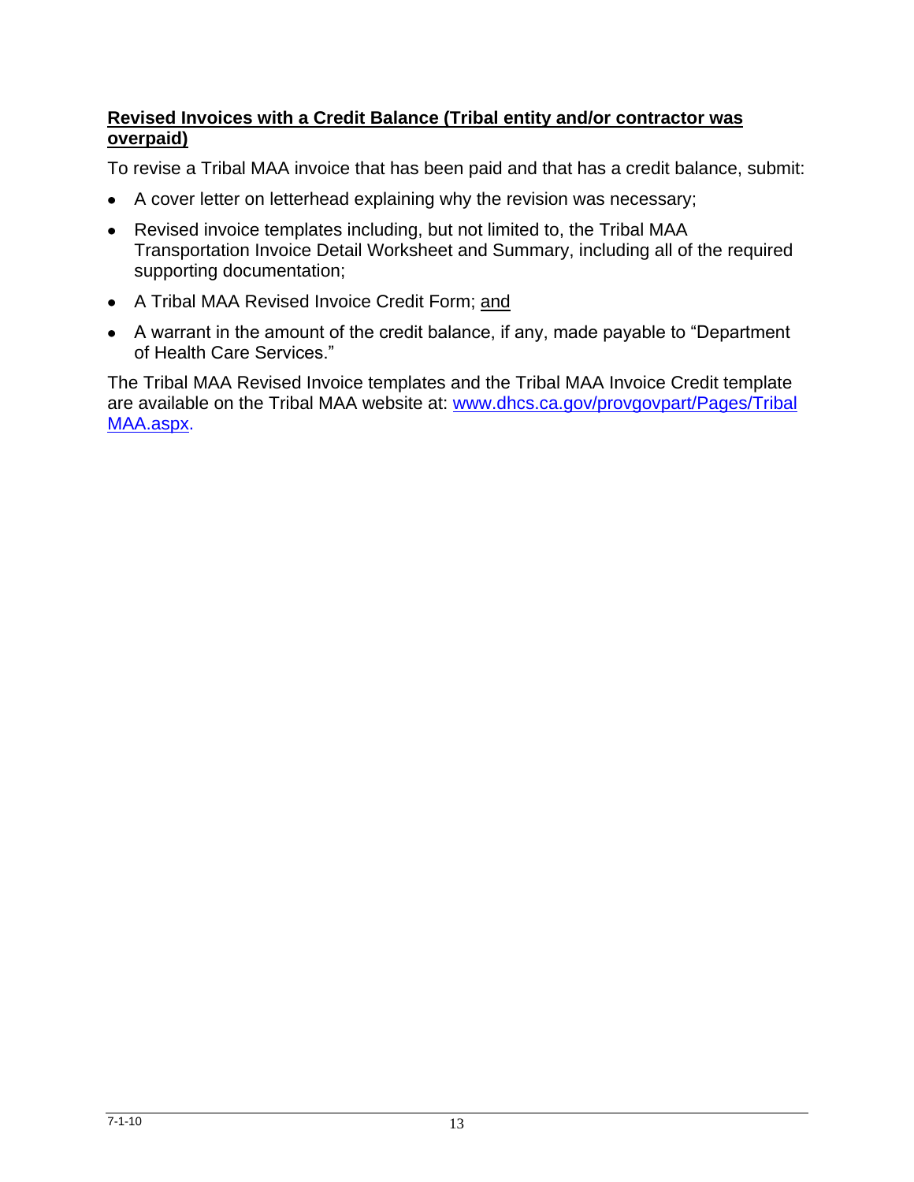**Revised Invoices with a Credit Balance (Tribal entity and/or contractor was overpaid)**

To revise a Tribal MAA invoice that has been paid and that has a credit balance, submit:

- A cover letter on letterhead explaining why the revision was necessary;
- Revised invoice templates including, but not limited to, the Tribal MAA Transportation Invoice Detail Worksheet and Summary, including all of the required supporting documentation;
- A Tribal MAA Revised Invoice Credit Form; and
- A warrant in the amount of the credit balance, if any, made payable to "Department of Health Care Services."

The Tribal MAA Revised Invoice templates and the Tribal MAA Invoice Credit template are available on the Tribal MAA website at: www.dhcs.ca.gov/provgovpart/Pages/TribalMAA.aspx.